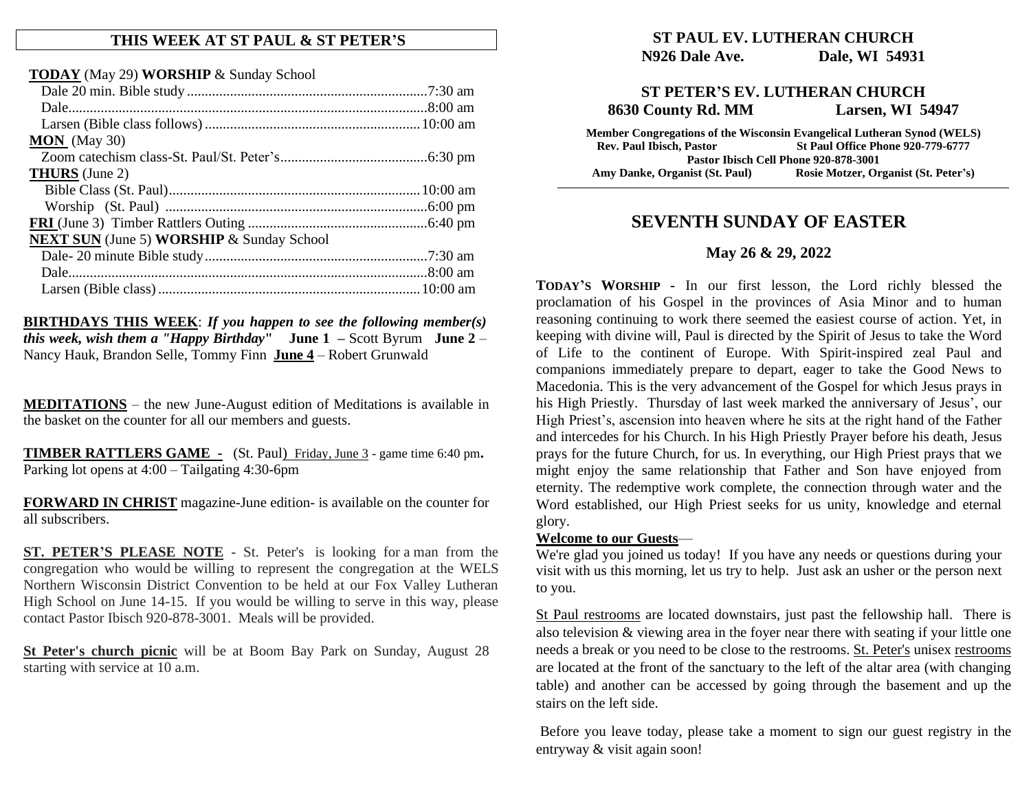## THIS WEEK AT ST PAUL & ST PETER'S

**TODAY** (May 29) **WORSHIP** & Sunday School
- Dale 20 min. Bible study....7:30 am
- Dale....8:00 am
- Larsen (Bible class follows)....10:00 am

**MON** (May 30)
- Zoom catechism class-St. Paul/St. Peter's....6:30 pm

**THURS** (June 2)
- Bible Class (St. Paul)....10:00 am
- Worship (St. Paul)....6:00 pm

**FRI** (June 3) Timber Rattlers Outing....6:40 pm

**NEXT SUN** (June 5) **WORSHIP** & Sunday School
- Dale- 20 minute Bible study....7:30 am
- Dale....8:00 am
- Larsen (Bible class)....10:00 am

**BIRTHDAYS THIS WEEK**: ***If you happen to see the following member(s) this week, wish them a "Happy Birthday"*** **June 1** – Scott Byrum **June 2** – Nancy Hauk, Brandon Selle, Tommy Finn **June 4** – Robert Grunwald

**MEDITATIONS** – the new June-August edition of Meditations is available in the basket on the counter for all our members and guests.

**TIMBER RATTLERS GAME -** (St. Paul) Friday, June 3 - game time 6:40 pm**.** Parking lot opens at 4:00 – Tailgating 4:30-6pm

**FORWARD IN CHRIST** magazine-June edition- is available on the counter for all subscribers.

**ST. PETER'S PLEASE NOTE** - St. Peter's is looking for a man from the congregation who would be willing to represent the congregation at the WELS Northern Wisconsin District Convention to be held at our Fox Valley Lutheran High School on June 14-15. If you would be willing to serve in this way, please contact Pastor Ibisch 920-878-3001. Meals will be provided.

**St Peter's church picnic** will be at Boom Bay Park on Sunday, August 28 starting with service at 10 a.m.

**ST PAUL EV. LUTHERAN CHURCH**
**N926 Dale Ave. Dale, WI 54931**

**ST PETER'S EV. LUTHERAN CHURCH**
**8630 County Rd. MM Larsen, WI 54947**

**Member Congregations of the Wisconsin Evangelical Lutheran Synod (WELS)**
**Rev. Paul Ibisch, Pastor St Paul Office Phone 920-779-6777**
**Pastor Ibisch Cell Phone 920-878-3001**
**Amy Danke, Organist (St. Paul) Rosie Motzer, Organist (St. Peter's)**

# SEVENTH SUNDAY OF EASTER

## May 26 & 29, 2022

**TODAY'S WORSHIP** - In our first lesson, the Lord richly blessed the proclamation of his Gospel in the provinces of Asia Minor and to human reasoning continuing to work there seemed the easiest course of action. Yet, in keeping with divine will, Paul is directed by the Spirit of Jesus to take the Word of Life to the continent of Europe. With Spirit-inspired zeal Paul and companions immediately prepare to depart, eager to take the Good News to Macedonia. This is the very advancement of the Gospel for which Jesus prays in his High Priestly. Thursday of last week marked the anniversary of Jesus', our High Priest's, ascension into heaven where he sits at the right hand of the Father and intercedes for his Church. In his High Priestly Prayer before his death, Jesus prays for the future Church, for us. In everything, our High Priest prays that we might enjoy the same relationship that Father and Son have enjoyed from eternity. The redemptive work complete, the connection through water and the Word established, our High Priest seeks for us unity, knowledge and eternal glory.

**Welcome to our Guests**—
We're glad you joined us today! If you have any needs or questions during your visit with us this morning, let us try to help. Just ask an usher or the person next to you.

St Paul restrooms are located downstairs, just past the fellowship hall. There is also television & viewing area in the foyer near there with seating if your little one needs a break or you need to be close to the restrooms. St. Peter's unisex restrooms are located at the front of the sanctuary to the left of the altar area (with changing table) and another can be accessed by going through the basement and up the stairs on the left side.

Before you leave today, please take a moment to sign our guest registry in the entryway & visit again soon!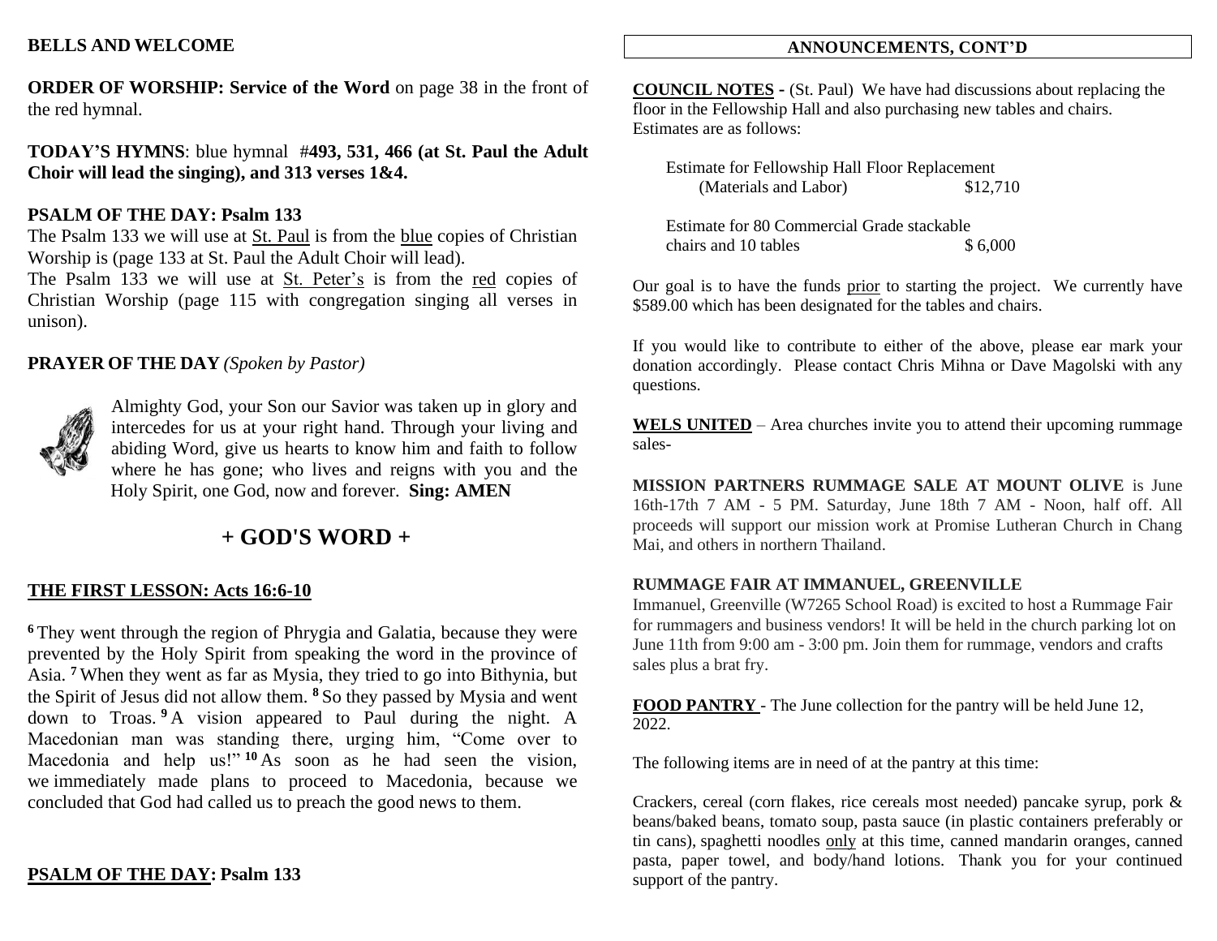**BELLS AND WELCOME**

**ORDER OF WORSHIP: Service of the Word** on page 38 in the front of the red hymnal.

**TODAY'S HYMNS**: blue hymnal #**493, 531, 466 (at St. Paul the Adult Choir will lead the singing), and 313 verses 1&4.**

**PSALM OF THE DAY: Psalm 133**

The Psalm 133 we will use at St. Paul is from the blue copies of Christian Worship is (page 133 at St. Paul the Adult Choir will lead).

The Psalm 133 we will use at St. Peter's is from the red copies of Christian Worship (page 115 with congregation singing all verses in unison).

**PRAYER OF THE DAY** *(Spoken by Pastor)*

Almighty God, your Son our Savior was taken up in glory and intercedes for us at your right hand. Through your living and abiding Word, give us hearts to know him and faith to follow where he has gone; who lives and reigns with you and the Holy Spirit, one God, now and forever. **Sing: AMEN**

# + GOD'S WORD +

**THE FIRST LESSON: Acts 16:6-10**

[6] They went through the region of Phrygia and Galatia, because they were prevented by the Holy Spirit from speaking the word in the province of Asia. [7] When they went as far as Mysia, they tried to go into Bithynia, but the Spirit of Jesus did not allow them. [8] So they passed by Mysia and went down to Troas. [9] A vision appeared to Paul during the night. A Macedonian man was standing there, urging him, "Come over to Macedonia and help us!" [10] As soon as he had seen the vision, we immediately made plans to proceed to Macedonia, because we concluded that God had called us to preach the good news to them.

**PSALM OF THE DAY: Psalm 133**

**ANNOUNCEMENTS, CONT'D**

**COUNCIL NOTES -** (St. Paul) We have had discussions about replacing the floor in the Fellowship Hall and also purchasing new tables and chairs. Estimates are as follows:

| | |
|---|---|
| Estimate for Fellowship Hall Floor Replacement (Materials and Labor) | $12,710 |
| Estimate for 80 Commercial Grade stackable chairs and 10 tables | $ 6,000 |

Our goal is to have the funds prior to starting the project. We currently have $589.00 which has been designated for the tables and chairs.

If you would like to contribute to either of the above, please ear mark your donation accordingly. Please contact Chris Mihna or Dave Magolski with any questions.

**WELS UNITED** – Area churches invite you to attend their upcoming rummage sales-

**MISSION PARTNERS RUMMAGE SALE AT MOUNT OLIVE** is June 16th-17th 7 AM - 5 PM. Saturday, June 18th 7 AM - Noon, half off. All proceeds will support our mission work at Promise Lutheran Church in Chang Mai, and others in northern Thailand.

**RUMMAGE FAIR AT IMMANUEL, GREENVILLE**

Immanuel, Greenville (W7265 School Road) is excited to host a Rummage Fair for rummagers and business vendors! It will be held in the church parking lot on June 11th from 9:00 am - 3:00 pm. Join them for rummage, vendors and crafts sales plus a brat fry.

**FOOD PANTRY** - The June collection for the pantry will be held June 12, 2022.

The following items are in need of at the pantry at this time:

Crackers, cereal (corn flakes, rice cereals most needed) pancake syrup, pork & beans/baked beans, tomato soup, pasta sauce (in plastic containers preferably or tin cans), spaghetti noodles only at this time, canned mandarin oranges, canned pasta, paper towel, and body/hand lotions. Thank you for your continued support of the pantry.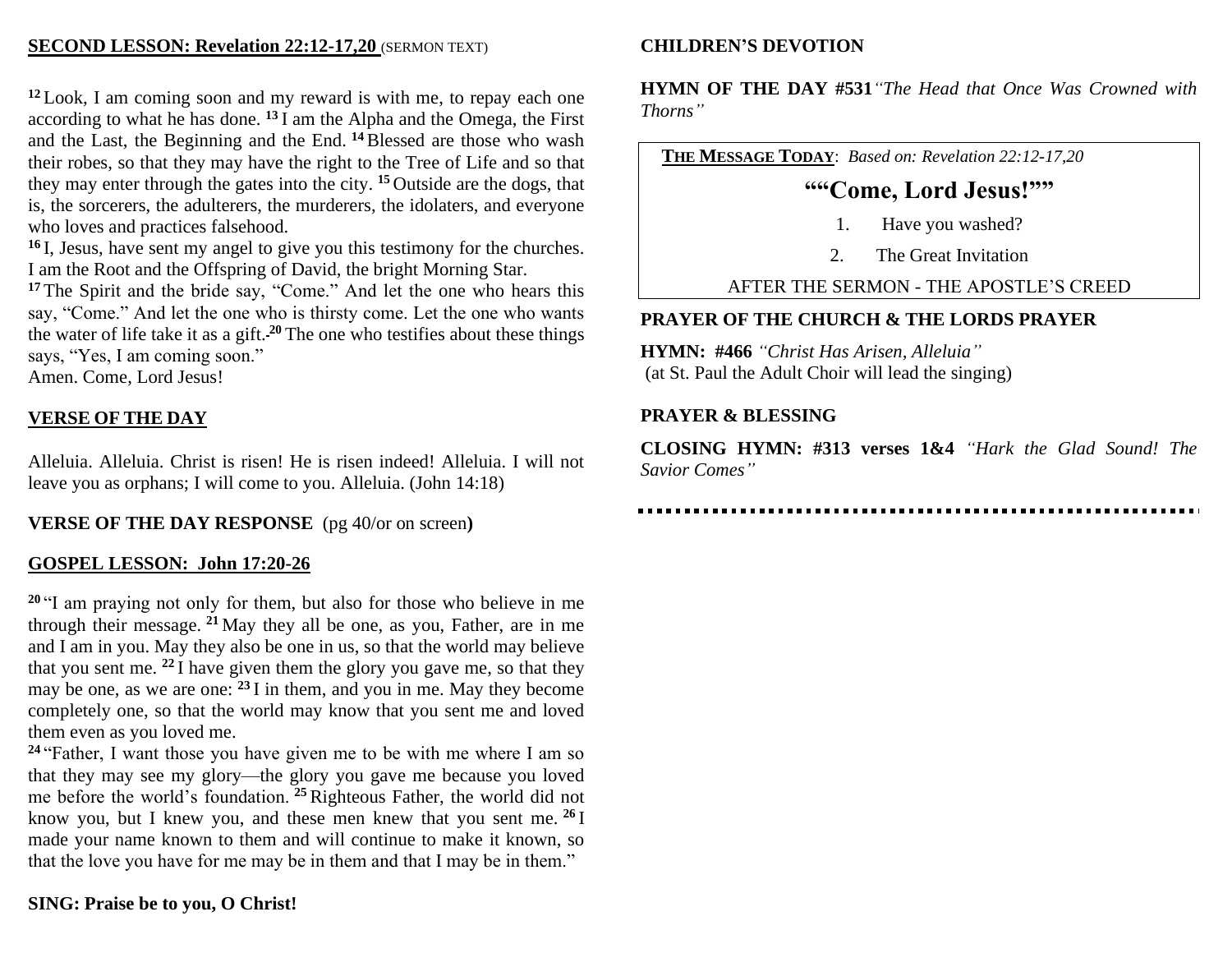**SECOND LESSON: Revelation 22:12-17,20** (SERMON TEXT)

[12] Look, I am coming soon and my reward is with me, to repay each one according to what he has done. [13] I am the Alpha and the Omega, the First and the Last, the Beginning and the End. [14] Blessed are those who wash their robes, so that they may have the right to the Tree of Life and so that they may enter through the gates into the city. [15] Outside are the dogs, that is, the sorcerers, the adulterers, the murderers, the idolaters, and everyone who loves and practices falsehood.
[16] I, Jesus, have sent my angel to give you this testimony for the churches. I am the Root and the Offspring of David, the bright Morning Star.
[17] The Spirit and the bride say, "Come." And let the one who hears this say, "Come." And let the one who is thirsty come. Let the one who wants the water of life take it as a gift. [20] The one who testifies about these things says, "Yes, I am coming soon."
Amen. Come, Lord Jesus!

**VERSE OF THE DAY**

Alleluia. Alleluia. Christ is risen! He is risen indeed! Alleluia. I will not leave you as orphans; I will come to you. Alleluia. (John 14:18)

**VERSE OF THE DAY RESPONSE** (pg 40/or on screen)

**GOSPEL LESSON: John 17:20-26**

[20] "I am praying not only for them, but also for those who believe in me through their message. [21] May they all be one, as you, Father, are in me and I am in you. May they also be one in us, so that the world may believe that you sent me. [22] I have given them the glory you gave me, so that they may be one, as we are one: [23] I in them, and you in me. May they become completely one, so that the world may know that you sent me and loved them even as you loved me.
[24] "Father, I want those you have given me to be with me where I am so that they may see my glory—the glory you gave me because you loved me before the world's foundation. [25] Righteous Father, the world did not know you, but I knew you, and these men knew that you sent me. [26] I made your name known to them and will continue to make it known, so that the love you have for me may be in them and that I may be in them."

**SING: Praise be to you, O Christ!**

**CHILDREN'S DEVOTION**

**HYMN OF THE DAY #531** *"The Head that Once Was Crowned with Thorns"*

**THE MESSAGE TODAY**: *Based on: Revelation 22:12-17,20*

**""Come, Lord Jesus!""**

1. Have you washed?
2. The Great Invitation

AFTER THE SERMON - THE APOSTLE'S CREED

**PRAYER OF THE CHURCH & THE LORDS PRAYER**

**HYMN: #466** *"Christ Has Arisen, Alleluia"*
(at St. Paul the Adult Choir will lead the singing)

**PRAYER & BLESSING**

**CLOSING HYMN: #313 verses 1&4** *"Hark the Glad Sound! The Savior Comes"*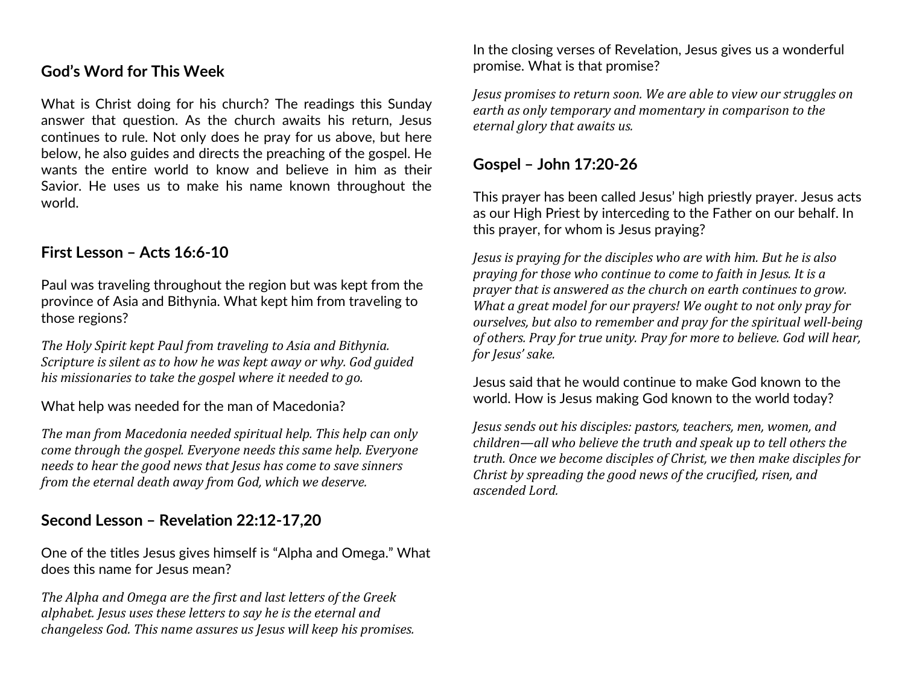## God's Word for This Week

What is Christ doing for his church? The readings this Sunday answer that question. As the church awaits his return, Jesus continues to rule. Not only does he pray for us above, but here below, he also guides and directs the preaching of the gospel. He wants the entire world to know and believe in him as their Savior. He uses us to make his name known throughout the world.

## First Lesson – Acts 16:6-10

Paul was traveling throughout the region but was kept from the province of Asia and Bithynia. What kept him from traveling to those regions?

*The Holy Spirit kept Paul from traveling to Asia and Bithynia. Scripture is silent as to how he was kept away or why. God guided his missionaries to take the gospel where it needed to go.*

What help was needed for the man of Macedonia?

*The man from Macedonia needed spiritual help. This help can only come through the gospel. Everyone needs this same help. Everyone needs to hear the good news that Jesus has come to save sinners from the eternal death away from God, which we deserve.*

## Second Lesson – Revelation 22:12-17,20

One of the titles Jesus gives himself is "Alpha and Omega." What does this name for Jesus mean?

*The Alpha and Omega are the first and last letters of the Greek alphabet. Jesus uses these letters to say he is the eternal and changeless God. This name assures us Jesus will keep his promises.*

In the closing verses of Revelation, Jesus gives us a wonderful promise. What is that promise?

*Jesus promises to return soon. We are able to view our struggles on earth as only temporary and momentary in comparison to the eternal glory that awaits us.*

## Gospel – John 17:20-26

This prayer has been called Jesus' high priestly prayer. Jesus acts as our High Priest by interceding to the Father on our behalf. In this prayer, for whom is Jesus praying?

*Jesus is praying for the disciples who are with him. But he is also praying for those who continue to come to faith in Jesus. It is a prayer that is answered as the church on earth continues to grow. What a great model for our prayers! We ought to not only pray for ourselves, but also to remember and pray for the spiritual well-being of others. Pray for true unity. Pray for more to believe. God will hear, for Jesus' sake.*

Jesus said that he would continue to make God known to the world. How is Jesus making God known to the world today?

*Jesus sends out his disciples: pastors, teachers, men, women, and children—all who believe the truth and speak up to tell others the truth. Once we become disciples of Christ, we then make disciples for Christ by spreading the good news of the crucified, risen, and ascended Lord.*